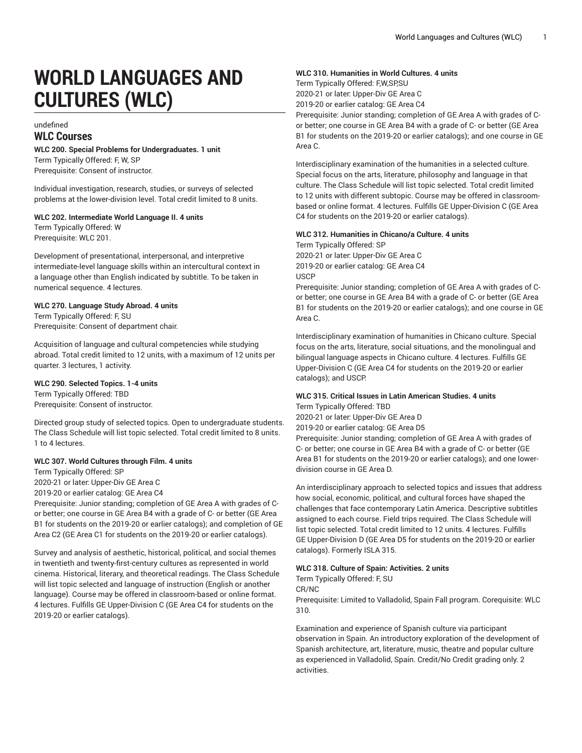# WORLD LANGUAGES AND CULTURES (WLC)

undefined

## WLC Courses

**WLC 200. Special Problems for Undergraduates. 1 unit**
Term Typically Offered: F, W, SP
Prerequisite: Consent of instructor.

Individual investigation, research, studies, or surveys of selected problems at the lower-division level. Total credit limited to 8 units.

**WLC 202. Intermediate World Language II. 4 units**
Term Typically Offered: W
Prerequisite: WLC 201.

Development of presentational, interpersonal, and interpretive intermediate-level language skills within an intercultural context in a language other than English indicated by subtitle. To be taken in numerical sequence. 4 lectures.

**WLC 270. Language Study Abroad. 4 units**
Term Typically Offered: F, SU
Prerequisite: Consent of department chair.

Acquisition of language and cultural competencies while studying abroad. Total credit limited to 12 units, with a maximum of 12 units per quarter. 3 lectures, 1 activity.

**WLC 290. Selected Topics. 1-4 units**
Term Typically Offered: TBD
Prerequisite: Consent of instructor.

Directed group study of selected topics. Open to undergraduate students. The Class Schedule will list topic selected. Total credit limited to 8 units. 1 to 4 lectures.

**WLC 307. World Cultures through Film. 4 units**
Term Typically Offered: SP
2020-21 or later: Upper-Div GE Area C
2019-20 or earlier catalog: GE Area C4
Prerequisite: Junior standing; completion of GE Area A with grades of C- or better; one course in GE Area B4 with a grade of C- or better (GE Area B1 for students on the 2019-20 or earlier catalogs); and completion of GE Area C2 (GE Area C1 for students on the 2019-20 or earlier catalogs).

Survey and analysis of aesthetic, historical, political, and social themes in twentieth and twenty-first-century cultures as represented in world cinema. Historical, literary, and theoretical readings. The Class Schedule will list topic selected and language of instruction (English or another language). Course may be offered in classroom-based or online format. 4 lectures. Fulfills GE Upper-Division C (GE Area C4 for students on the 2019-20 or earlier catalogs).

**WLC 310. Humanities in World Cultures. 4 units**
Term Typically Offered: F,W,SP,SU
2020-21 or later: Upper-Div GE Area C
2019-20 or earlier catalog: GE Area C4
Prerequisite: Junior standing; completion of GE Area A with grades of C- or better; one course in GE Area B4 with a grade of C- or better (GE Area B1 for students on the 2019-20 or earlier catalogs); and one course in GE Area C.

Interdisciplinary examination of the humanities in a selected culture. Special focus on the arts, literature, philosophy and language in that culture. The Class Schedule will list topic selected. Total credit limited to 12 units with different subtopic. Course may be offered in classroom-based or online format. 4 lectures. Fulfills GE Upper-Division C (GE Area C4 for students on the 2019-20 or earlier catalogs).

**WLC 312. Humanities in Chicano/a Culture. 4 units**
Term Typically Offered: SP
2020-21 or later: Upper-Div GE Area C
2019-20 or earlier catalog: GE Area C4
USCP
Prerequisite: Junior standing; completion of GE Area A with grades of C- or better; one course in GE Area B4 with a grade of C- or better (GE Area B1 for students on the 2019-20 or earlier catalogs); and one course in GE Area C.

Interdisciplinary examination of humanities in Chicano culture. Special focus on the arts, literature, social situations, and the monolingual and bilingual language aspects in Chicano culture. 4 lectures. Fulfills GE Upper-Division C (GE Area C4 for students on the 2019-20 or earlier catalogs); and USCP.

**WLC 315. Critical Issues in Latin American Studies. 4 units**
Term Typically Offered: TBD
2020-21 or later: Upper-Div GE Area D
2019-20 or earlier catalog: GE Area D5
Prerequisite: Junior standing; completion of GE Area A with grades of C- or better; one course in GE Area B4 with a grade of C- or better (GE Area B1 for students on the 2019-20 or earlier catalogs); and one lower-division course in GE Area D.

An interdisciplinary approach to selected topics and issues that address how social, economic, political, and cultural forces have shaped the challenges that face contemporary Latin America. Descriptive subtitles assigned to each course. Field trips required. The Class Schedule will list topic selected. Total credit limited to 12 units. 4 lectures. Fulfills GE Upper-Division D (GE Area D5 for students on the 2019-20 or earlier catalogs). Formerly ISLA 315.

**WLC 318. Culture of Spain: Activities. 2 units**
Term Typically Offered: F, SU
CR/NC
Prerequisite: Limited to Valladolid, Spain Fall program. Corequisite: WLC 310.

Examination and experience of Spanish culture via participant observation in Spain. An introductory exploration of the development of Spanish architecture, art, literature, music, theatre and popular culture as experienced in Valladolid, Spain. Credit/No Credit grading only. 2 activities.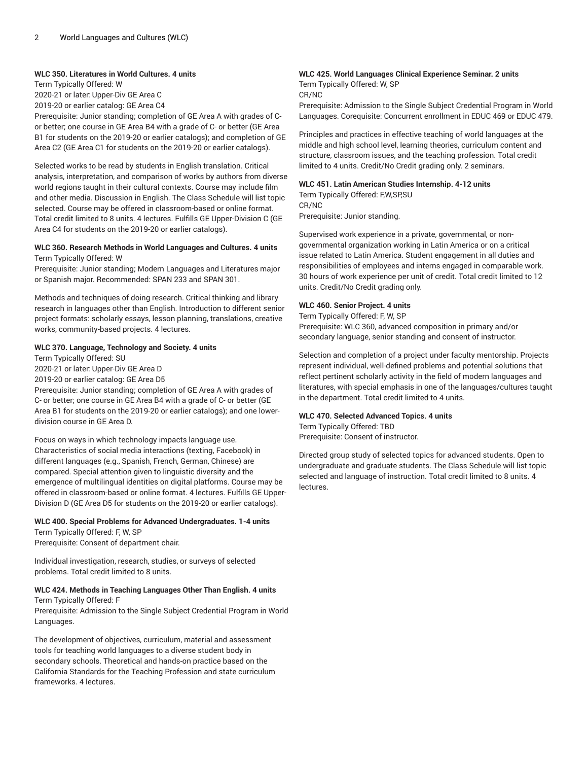**WLC 350. Literatures in World Cultures. 4 units**

Term Typically Offered: W
2020-21 or later: Upper-Div GE Area C
2019-20 or earlier catalog: GE Area C4
Prerequisite: Junior standing; completion of GE Area A with grades of C- or better; one course in GE Area B4 with a grade of C- or better (GE Area B1 for students on the 2019-20 or earlier catalogs); and completion of GE Area C2 (GE Area C1 for students on the 2019-20 or earlier catalogs).

Selected works to be read by students in English translation. Critical analysis, interpretation, and comparison of works by authors from diverse world regions taught in their cultural contexts. Course may include film and other media. Discussion in English. The Class Schedule will list topic selected. Course may be offered in classroom-based or online format. Total credit limited to 8 units. 4 lectures. Fulfills GE Upper-Division C (GE Area C4 for students on the 2019-20 or earlier catalogs).

**WLC 360. Research Methods in World Languages and Cultures. 4 units**

Term Typically Offered: W
Prerequisite: Junior standing; Modern Languages and Literatures major or Spanish major. Recommended: SPAN 233 and SPAN 301.

Methods and techniques of doing research. Critical thinking and library research in languages other than English. Introduction to different senior project formats: scholarly essays, lesson planning, translations, creative works, community-based projects. 4 lectures.

**WLC 370. Language, Technology and Society. 4 units**

Term Typically Offered: SU
2020-21 or later: Upper-Div GE Area D
2019-20 or earlier catalog: GE Area D5
Prerequisite: Junior standing; completion of GE Area A with grades of C- or better; one course in GE Area B4 with a grade of C- or better (GE Area B1 for students on the 2019-20 or earlier catalogs); and one lower-division course in GE Area D.

Focus on ways in which technology impacts language use. Characteristics of social media interactions (texting, Facebook) in different languages (e.g., Spanish, French, German, Chinese) are compared. Special attention given to linguistic diversity and the emergence of multilingual identities on digital platforms. Course may be offered in classroom-based or online format. 4 lectures. Fulfills GE Upper-Division D (GE Area D5 for students on the 2019-20 or earlier catalogs).

**WLC 400. Special Problems for Advanced Undergraduates. 1-4 units**

Term Typically Offered: F, W, SP
Prerequisite: Consent of department chair.

Individual investigation, research, studies, or surveys of selected problems. Total credit limited to 8 units.

**WLC 424. Methods in Teaching Languages Other Than English. 4 units**

Term Typically Offered: F
Prerequisite: Admission to the Single Subject Credential Program in World Languages.

The development of objectives, curriculum, material and assessment tools for teaching world languages to a diverse student body in secondary schools. Theoretical and hands-on practice based on the California Standards for the Teaching Profession and state curriculum frameworks. 4 lectures.

**WLC 425. World Languages Clinical Experience Seminar. 2 units**

Term Typically Offered: W, SP
CR/NC
Prerequisite: Admission to the Single Subject Credential Program in World Languages. Corequisite: Concurrent enrollment in EDUC 469 or EDUC 479.

Principles and practices in effective teaching of world languages at the middle and high school level, learning theories, curriculum content and structure, classroom issues, and the teaching profession. Total credit limited to 4 units. Credit/No Credit grading only. 2 seminars.

**WLC 451. Latin American Studies Internship. 4-12 units**

Term Typically Offered: F,W,SP,SU
CR/NC
Prerequisite: Junior standing.

Supervised work experience in a private, governmental, or non-governmental organization working in Latin America or on a critical issue related to Latin America. Student engagement in all duties and responsibilities of employees and interns engaged in comparable work. 30 hours of work experience per unit of credit. Total credit limited to 12 units. Credit/No Credit grading only.

**WLC 460. Senior Project. 4 units**

Term Typically Offered: F, W, SP
Prerequisite: WLC 360, advanced composition in primary and/or secondary language, senior standing and consent of instructor.

Selection and completion of a project under faculty mentorship. Projects represent individual, well-defined problems and potential solutions that reflect pertinent scholarly activity in the field of modern languages and literatures, with special emphasis in one of the languages/cultures taught in the department. Total credit limited to 4 units.

**WLC 470. Selected Advanced Topics. 4 units**

Term Typically Offered: TBD
Prerequisite: Consent of instructor.

Directed group study of selected topics for advanced students. Open to undergraduate and graduate students. The Class Schedule will list topic selected and language of instruction. Total credit limited to 8 units. 4 lectures.